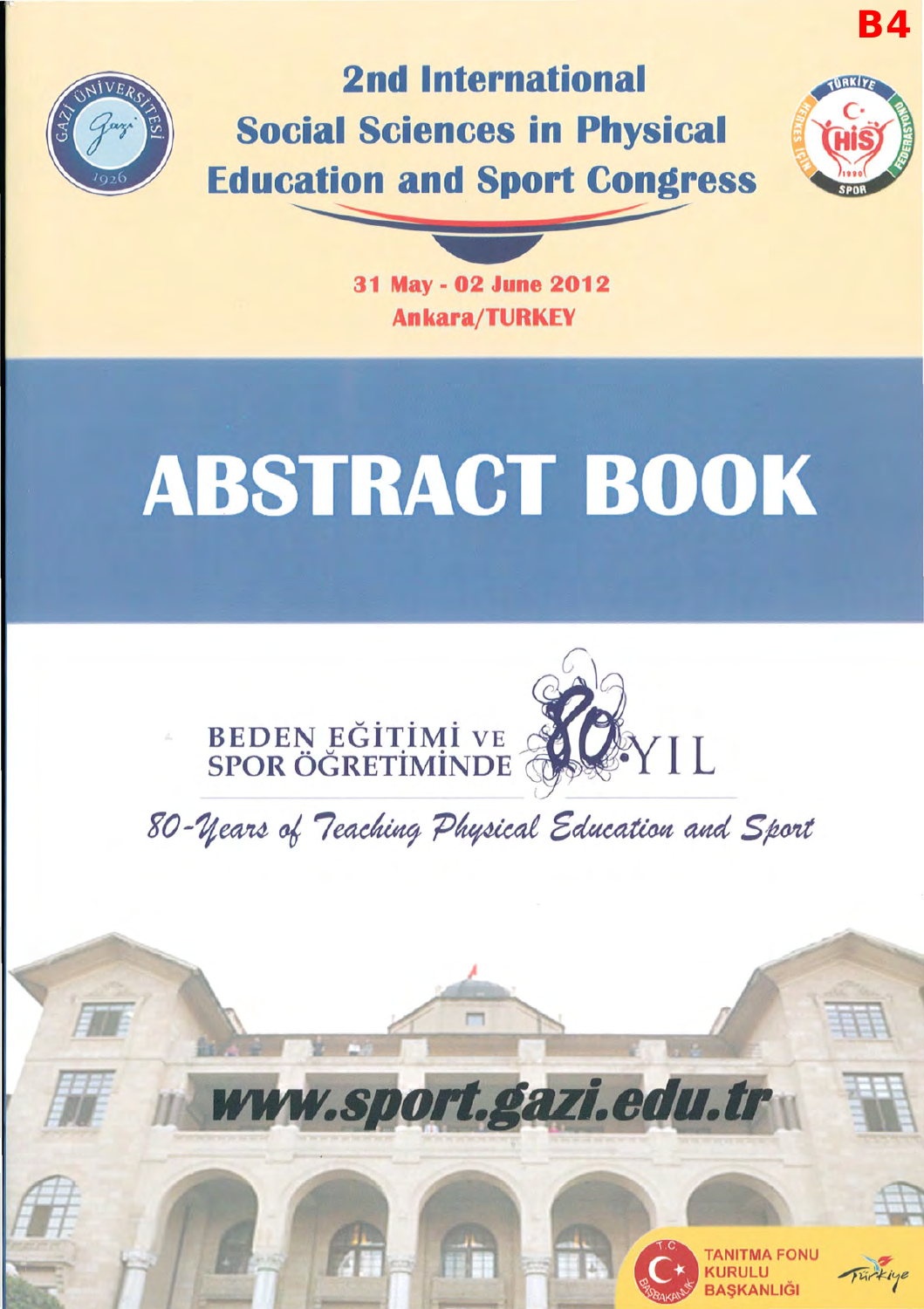B4

# 2nd International Social Sciences in Physical Education and Sport Congress

**31 May - 02 June 2012**
**Ankara/TURKEY**

# ABSTRACT BOOK

BEDEN EĞİTİMİ VE SPOR ÖĞRETİMİNDE 80.YIL

*80-Years of Teaching Physical Education and Sport*

**www.sport.gazi.edu.tr**

T.C. BAŞBAKANLIK TANITMA FONU KURULU BAŞKANLIĞI

Türkiye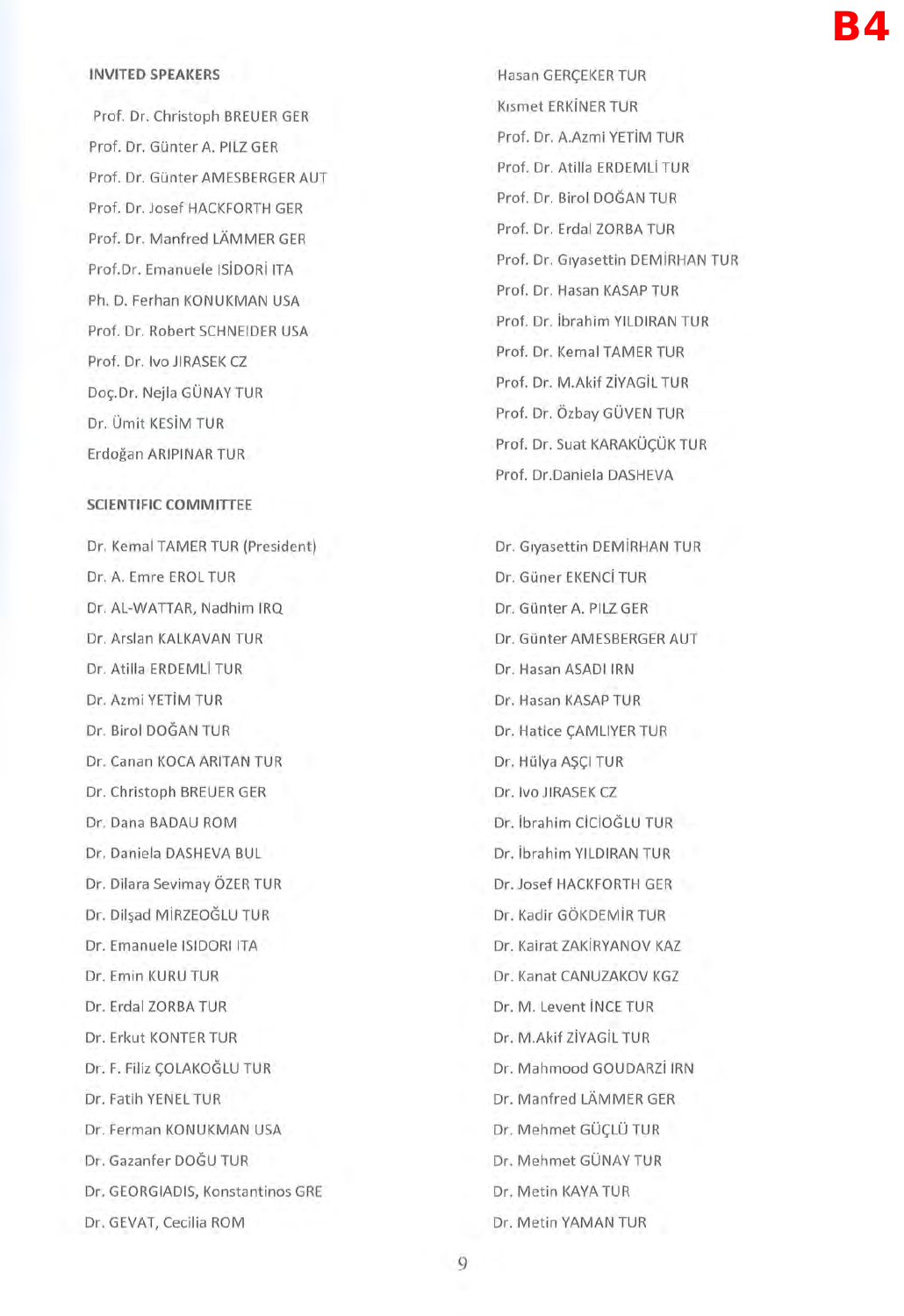B4

## INVITED SPEAKERS

Prof. Dr. Christoph BREUER GER

Prof. Dr. Günter A. PILZ GER

Prof. Dr. Günter AMESBERGER AUT

Prof. Dr. Josef HACKFORTH GER

Prof. Dr. Manfred LÄMMER GER

Prof.Dr. Emanuele ISİDORİ ITA

Ph. D. Ferhan KONUKMAN USA

Prof. Dr. Robert SCHNEIDER USA

Prof. Dr. Ivo JIRASEK CZ

Doç.Dr. Nejla GÜNAY TUR

Dr. Ümit KESİM TUR

Erdoğan ARIPINAR TUR

Hasan GERÇEKER TUR

Kısmet ERKİNER TUR

Prof. Dr. A.Azmi YETİM TUR

Prof. Dr. Atilla ERDEMLİ TUR

Prof. Dr. Birol DOĞAN TUR

Prof. Dr. Erdal ZORBA TUR

Prof. Dr. Gıyasettin DEMİRHAN TUR

Prof. Dr. Hasan KASAP TUR

Prof. Dr. İbrahim YILDIRAN TUR

Prof. Dr. Kemal TAMER TUR

Prof. Dr. M.Akif ZİYAGİL TUR

Prof. Dr. Özbay GÜVEN TUR

Prof. Dr. Suat KARAKÜÇÜK TUR

Prof. Dr.Daniela DASHEVA

## SCIENTIFIC COMMITTEE

Dr. Kemal TAMER TUR (President)

Dr. A. Emre EROL TUR

Dr. AL-WATTAR, Nadhim IRQ

Dr. Arslan KALKAVAN TUR

Dr. Atilla ERDEMLİ TUR

Dr. Azmi YETİM TUR

Dr. Birol DOĞAN TUR

Dr. Canan KOCA ARITAN TUR

Dr. Christoph BREUER GER

Dr. Dana BADAU ROM

Dr. Daniela DASHEVA BUL

Dr. Dilara Sevimay ÖZER TUR

Dr. Dilşad MİRZEOĞLU TUR

Dr. Emanuele ISIDORI ITA

Dr. Emin KURU TUR

Dr. Erdal ZORBA TUR

Dr. Erkut KONTER TUR

Dr. F. Filiz ÇOLAKOĞLU TUR

Dr. Fatih YENEL TUR

Dr. Ferman KONUKMAN USA

Dr. Gazanfer DOĞU TUR

Dr. GEORGIADIS, Konstantinos GRE

Dr. GEVAT, Cecilia ROM

Dr. Gıyasettin DEMİRHAN TUR

Dr. Güner EKENCİ TUR

Dr. Günter A. PILZ GER

Dr. Günter AMESBERGER AUT

Dr. Hasan ASADI IRN

Dr. Hasan KASAP TUR

Dr. Hatice ÇAMLIYER TUR

Dr. Hülya AŞÇI TUR

Dr. Ivo JIRASEK CZ

Dr. İbrahim CİCİOĞLU TUR

Dr. İbrahim YILDIRAN TUR

Dr. Josef HACKFORTH GER

Dr. Kadir GÖKDEMİR TUR

Dr. Kairat ZAKİRYANOV KAZ

Dr. Kanat CANUZAKOV KGZ

Dr. M. Levent İNCE TUR

Dr. M.Akif ZİYAGİL TUR

Dr. Mahmood GOUDARZİ IRN

Dr. Manfred LÄMMER GER

Dr. Mehmet GÜÇLÜ TUR

Dr. Mehmet GÜNAY TUR

Dr. Metin KAYA TUR

Dr. Metin YAMAN TUR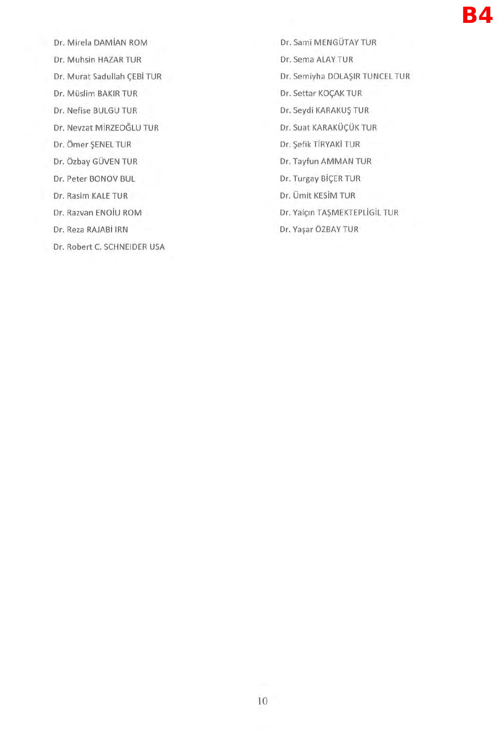Dr. Mirela DAMİAN ROM

Dr. Muhsin HAZAR TUR

Dr. Murat Sadullah ÇEBİ TUR

Dr. Müslim BAKIR TUR

Dr. Nefise BULGU TUR

Dr. Nevzat MİRZEOĞLU TUR

Dr. Ömer ŞENEL TUR

Dr. Özbay GÜVEN TUR

Dr. Peter BONOV BUL

Dr. Rasim KALE TUR

Dr. Razvan ENOİU ROM

Dr. Reza RAJABİ IRN

Dr. Robert C. SCHNEIDER USA

Dr. Sami MENGÜTAY TUR

Dr. Sema ALAY TUR

Dr. Semiyha DOLAŞIR TUNCEL TUR

Dr. Settar KOÇAK TUR

Dr. Seydi KARAKUŞ TUR

Dr. Suat KARAKÜÇÜK TUR

Dr. Şefik TİRYAKİ TUR

Dr. Tayfun AMMAN TUR

Dr. Turgay BİÇER TUR

Dr. Ümit KESİM TUR

Dr. Yalçın TAŞMEKTEPLİGİL TUR

Dr. Yaşar ÖZBAY TUR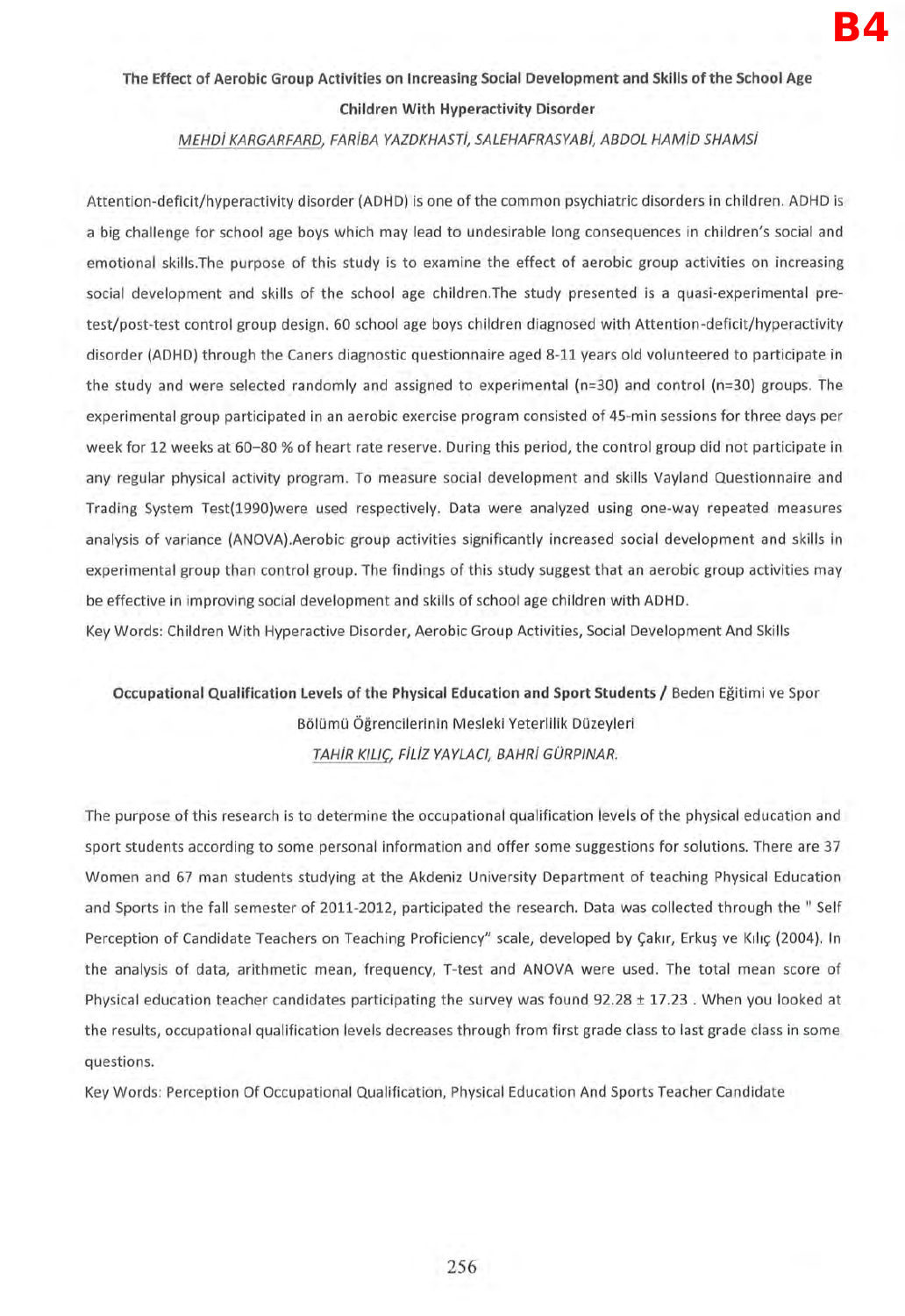### The Effect of Aerobic Group Activities on Increasing Social Development and Skills of the School Age Children With Hyperactivity Disorder

*MEHDİ KARGARFARD, FARİBA YAZDKHASTİ, SALEHAFRASYABİ, ABDOL HAMİD SHAMSİ*

Attention-deficit/hyperactivity disorder (ADHD) is one of the common psychiatric disorders in children. ADHD is a big challenge for school age boys which may lead to undesirable long consequences in children's social and emotional skills.The purpose of this study is to examine the effect of aerobic group activities on increasing social development and skills of the school age children.The study presented is a quasi-experimental pre-test/post-test control group design. 60 school age boys children diagnosed with Attention-deficit/hyperactivity disorder (ADHD) through the Caners diagnostic questionnaire aged 8-11 years old volunteered to participate in the study and were selected randomly and assigned to experimental (n=30) and control (n=30) groups. The experimental group participated in an aerobic exercise program consisted of 45-min sessions for three days per week for 12 weeks at 60–80 % of heart rate reserve. During this period, the control group did not participate in any regular physical activity program. To measure social development and skills Vayland Questionnaire and Trading System Test(1990)were used respectively. Data were analyzed using one-way repeated measures analysis of variance (ANOVA).Aerobic group activities significantly increased social development and skills in experimental group than control group. The findings of this study suggest that an aerobic group activities may be effective in improving social development and skills of school age children with ADHD.

Key Words: Children With Hyperactive Disorder, Aerobic Group Activities, Social Development And Skills

### Occupational Qualification Levels of the Physical Education and Sport Students / Beden Eğitimi ve Spor Bölümü Öğrencilerinin Mesleki Yeterlilik Düzeyleri

*TAHİR KILIÇ, FİLİZ YAYLACI, BAHRİ GÜRPINAR.*

The purpose of this research is to determine the occupational qualification levels of the physical education and sport students according to some personal information and offer some suggestions for solutions. There are 37 Women and 67 man students studying at the Akdeniz University Department of teaching Physical Education and Sports in the fall semester of 2011-2012, participated the research. Data was collected through the " Self Perception of Candidate Teachers on Teaching Proficiency" scale, developed by Çakır, Erkuş ve Kılıç (2004). In the analysis of data, arithmetic mean, frequency, T-test and ANOVA were used. The total mean score of Physical education teacher candidates participating the survey was found 92.28 ± 17.23 . When you looked at the results, occupational qualification levels decreases through from first grade class to last grade class in some questions.

Key Words: Perception Of Occupational Qualification, Physical Education And Sports Teacher Candidate